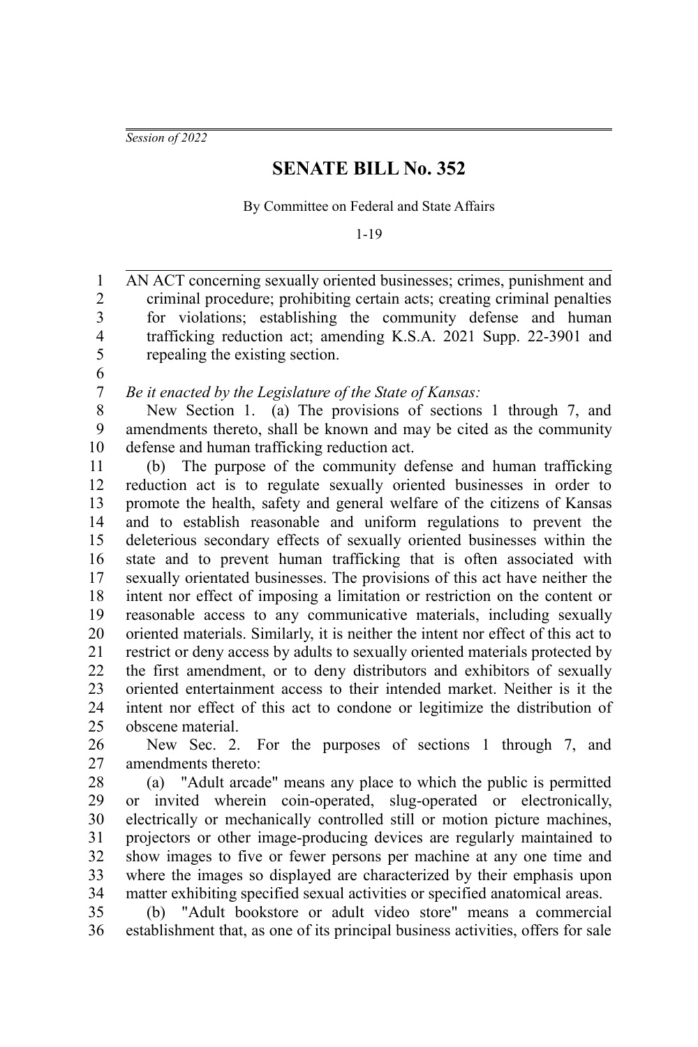*Session of 2022*

# SENATE BILL No. 352

By Committee on Federal and State Affairs

1-19

AN ACT concerning sexually oriented businesses; crimes, punishment and criminal procedure; prohibiting certain acts; creating criminal penalties for violations; establishing the community defense and human trafficking reduction act; amending K.S.A. 2021 Supp. 22-3901 and repealing the existing section.

*Be it enacted by the Legislature of the State of Kansas:*

New Section 1. (a) The provisions of sections 1 through 7, and amendments thereto, shall be known and may be cited as the community defense and human trafficking reduction act.

(b) The purpose of the community defense and human trafficking reduction act is to regulate sexually oriented businesses in order to promote the health, safety and general welfare of the citizens of Kansas and to establish reasonable and uniform regulations to prevent the deleterious secondary effects of sexually oriented businesses within the state and to prevent human trafficking that is often associated with sexually orientated businesses. The provisions of this act have neither the intent nor effect of imposing a limitation or restriction on the content or reasonable access to any communicative materials, including sexually oriented materials. Similarly, it is neither the intent nor effect of this act to restrict or deny access by adults to sexually oriented materials protected by the first amendment, or to deny distributors and exhibitors of sexually oriented entertainment access to their intended market. Neither is it the intent nor effect of this act to condone or legitimize the distribution of obscene material.

New Sec. 2. For the purposes of sections 1 through 7, and amendments thereto:

(a) "Adult arcade" means any place to which the public is permitted or invited wherein coin-operated, slug-operated or electronically, electrically or mechanically controlled still or motion picture machines, projectors or other image-producing devices are regularly maintained to show images to five or fewer persons per machine at any one time and where the images so displayed are characterized by their emphasis upon matter exhibiting specified sexual activities or specified anatomical areas.

(b) "Adult bookstore or adult video store" means a commercial establishment that, as one of its principal business activities, offers for sale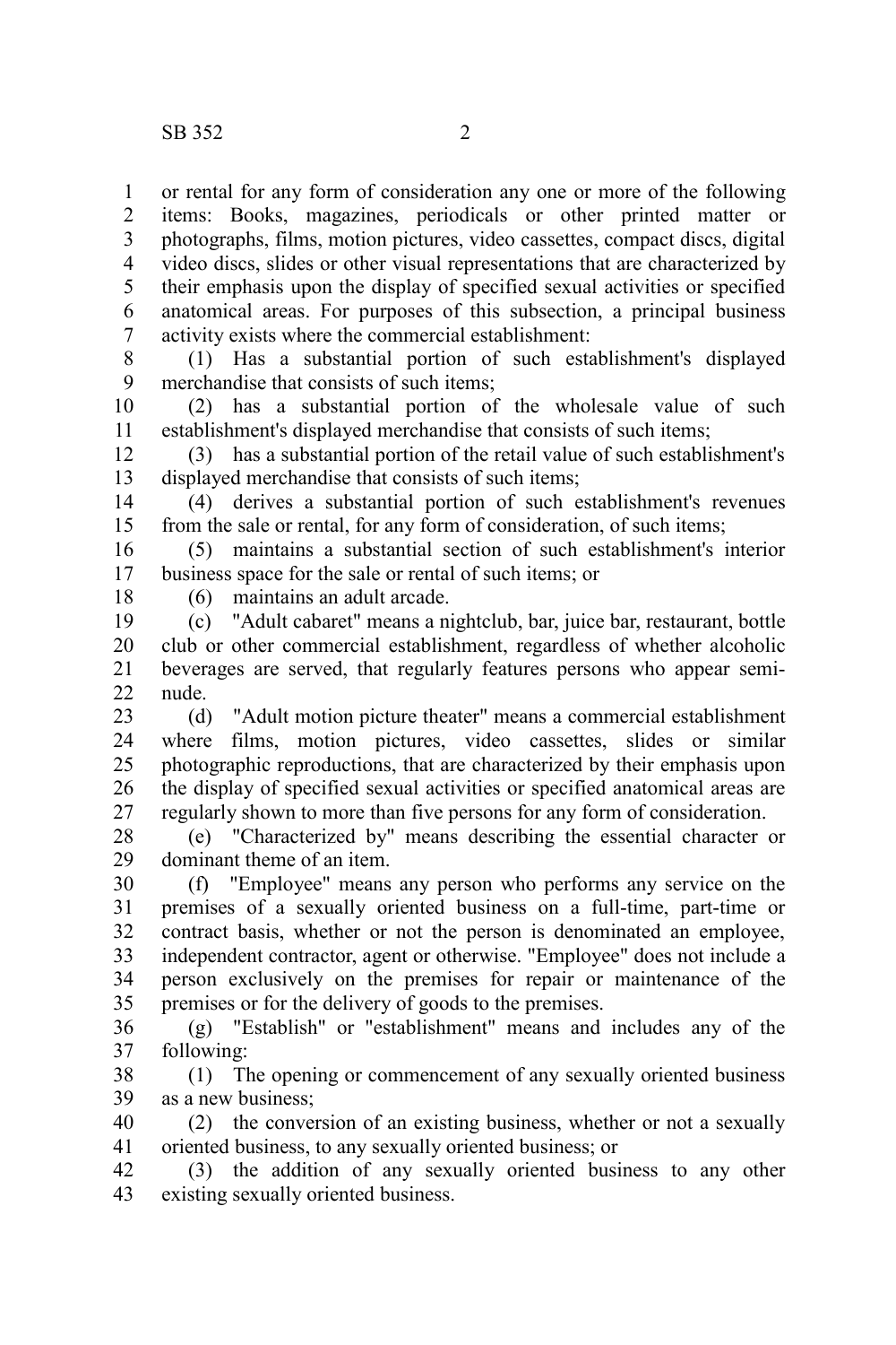or rental for any form of consideration any one or more of the following items: Books, magazines, periodicals or other printed matter or photographs, films, motion pictures, video cassettes, compact discs, digital video discs, slides or other visual representations that are characterized by their emphasis upon the display of specified sexual activities or specified anatomical areas. For purposes of this subsection, a principal business activity exists where the commercial establishment:

(1) Has a substantial portion of such establishment's displayed merchandise that consists of such items;

(2) has a substantial portion of the wholesale value of such establishment's displayed merchandise that consists of such items;

(3) has a substantial portion of the retail value of such establishment's displayed merchandise that consists of such items;

(4) derives a substantial portion of such establishment's revenues from the sale or rental, for any form of consideration, of such items;

(5) maintains a substantial section of such establishment's interior business space for the sale or rental of such items; or

(6) maintains an adult arcade.

(c) "Adult cabaret" means a nightclub, bar, juice bar, restaurant, bottle club or other commercial establishment, regardless of whether alcoholic beverages are served, that regularly features persons who appear semi-nude.

(d) "Adult motion picture theater" means a commercial establishment where films, motion pictures, video cassettes, slides or similar photographic reproductions, that are characterized by their emphasis upon the display of specified sexual activities or specified anatomical areas are regularly shown to more than five persons for any form of consideration.

(e) "Characterized by" means describing the essential character or dominant theme of an item.

(f) "Employee" means any person who performs any service on the premises of a sexually oriented business on a full-time, part-time or contract basis, whether or not the person is denominated an employee, independent contractor, agent or otherwise. "Employee" does not include a person exclusively on the premises for repair or maintenance of the premises or for the delivery of goods to the premises.

(g) "Establish" or "establishment" means and includes any of the following:

(1) The opening or commencement of any sexually oriented business as a new business;

(2) the conversion of an existing business, whether or not a sexually oriented business, to any sexually oriented business; or

(3) the addition of any sexually oriented business to any other existing sexually oriented business.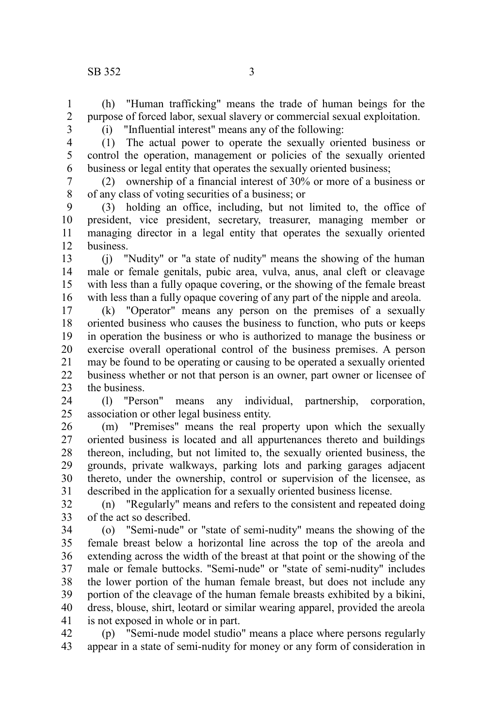(h) "Human trafficking" means the trade of human beings for the purpose of forced labor, sexual slavery or commercial sexual exploitation.

(i) "Influential interest" means any of the following:

(1) The actual power to operate the sexually oriented business or control the operation, management or policies of the sexually oriented business or legal entity that operates the sexually oriented business;

(2) ownership of a financial interest of 30% or more of a business or of any class of voting securities of a business; or

(3) holding an office, including, but not limited to, the office of president, vice president, secretary, treasurer, managing member or managing director in a legal entity that operates the sexually oriented business.

(j) "Nudity" or "a state of nudity" means the showing of the human male or female genitals, pubic area, vulva, anus, anal cleft or cleavage with less than a fully opaque covering, or the showing of the female breast with less than a fully opaque covering of any part of the nipple and areola.

(k) "Operator" means any person on the premises of a sexually oriented business who causes the business to function, who puts or keeps in operation the business or who is authorized to manage the business or exercise overall operational control of the business premises. A person may be found to be operating or causing to be operated a sexually oriented business whether or not that person is an owner, part owner or licensee of the business.

(l) "Person" means any individual, partnership, corporation, association or other legal business entity.

(m) "Premises" means the real property upon which the sexually oriented business is located and all appurtenances thereto and buildings thereon, including, but not limited to, the sexually oriented business, the grounds, private walkways, parking lots and parking garages adjacent thereto, under the ownership, control or supervision of the licensee, as described in the application for a sexually oriented business license.

(n) "Regularly" means and refers to the consistent and repeated doing of the act so described.

(o) "Semi-nude" or "state of semi-nudity" means the showing of the female breast below a horizontal line across the top of the areola and extending across the width of the breast at that point or the showing of the male or female buttocks. "Semi-nude" or "state of semi-nudity" includes the lower portion of the human female breast, but does not include any portion of the cleavage of the human female breasts exhibited by a bikini, dress, blouse, shirt, leotard or similar wearing apparel, provided the areola is not exposed in whole or in part.

(p) "Semi-nude model studio" means a place where persons regularly appear in a state of semi-nudity for money or any form of consideration in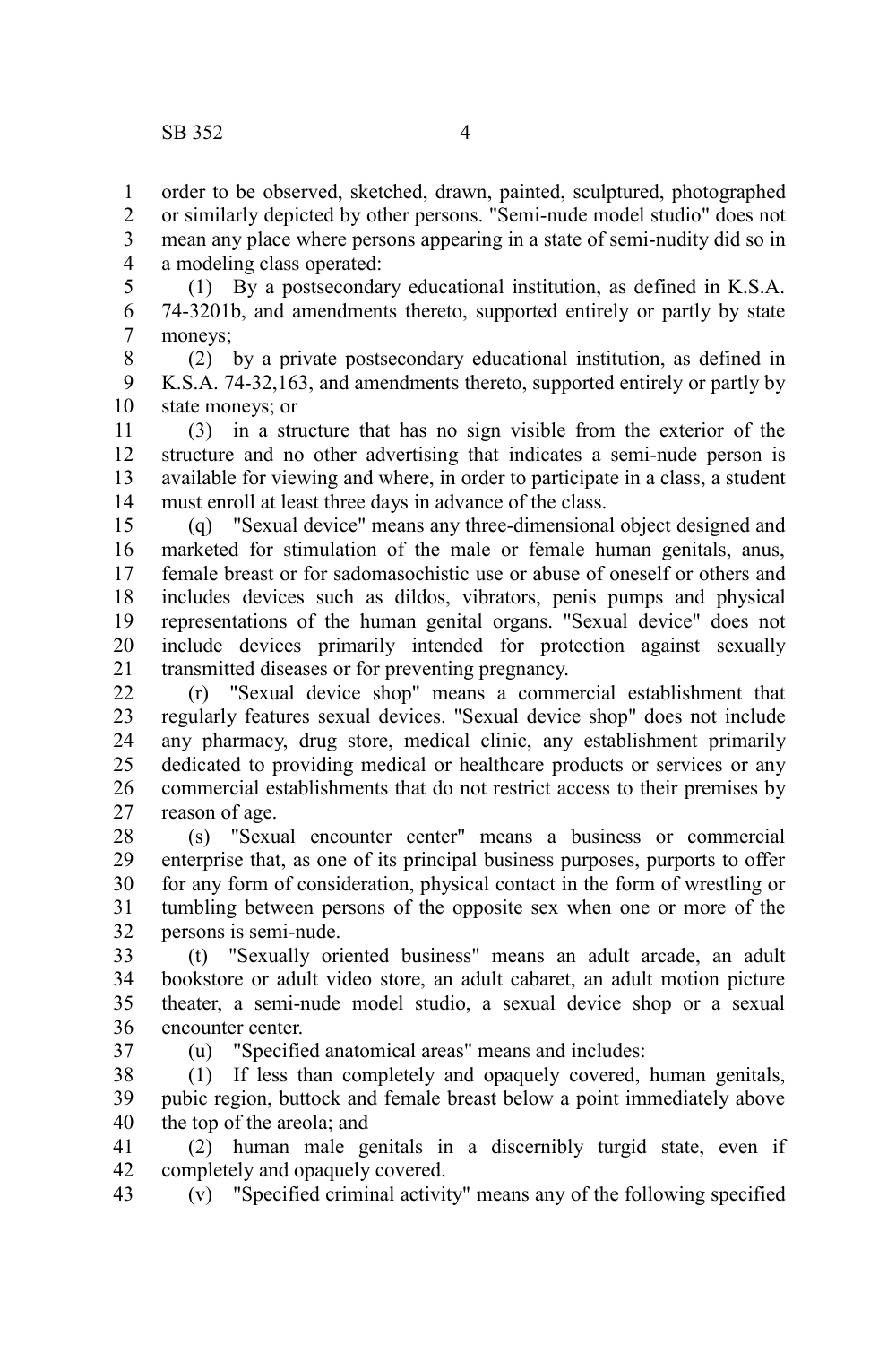order to be observed, sketched, drawn, painted, sculptured, photographed or similarly depicted by other persons. "Semi-nude model studio" does not mean any place where persons appearing in a state of semi-nudity did so in a modeling class operated:

(1) By a postsecondary educational institution, as defined in K.S.A. 74-3201b, and amendments thereto, supported entirely or partly by state moneys;

(2) by a private postsecondary educational institution, as defined in K.S.A. 74-32,163, and amendments thereto, supported entirely or partly by state moneys; or

(3) in a structure that has no sign visible from the exterior of the structure and no other advertising that indicates a semi-nude person is available for viewing and where, in order to participate in a class, a student must enroll at least three days in advance of the class.

(q) "Sexual device" means any three-dimensional object designed and marketed for stimulation of the male or female human genitals, anus, female breast or for sadomasochistic use or abuse of oneself or others and includes devices such as dildos, vibrators, penis pumps and physical representations of the human genital organs. "Sexual device" does not include devices primarily intended for protection against sexually transmitted diseases or for preventing pregnancy.

(r) "Sexual device shop" means a commercial establishment that regularly features sexual devices. "Sexual device shop" does not include any pharmacy, drug store, medical clinic, any establishment primarily dedicated to providing medical or healthcare products or services or any commercial establishments that do not restrict access to their premises by reason of age.

(s) "Sexual encounter center" means a business or commercial enterprise that, as one of its principal business purposes, purports to offer for any form of consideration, physical contact in the form of wrestling or tumbling between persons of the opposite sex when one or more of the persons is semi-nude.

(t) "Sexually oriented business" means an adult arcade, an adult bookstore or adult video store, an adult cabaret, an adult motion picture theater, a semi-nude model studio, a sexual device shop or a sexual encounter center.

(u) "Specified anatomical areas" means and includes:

(1) If less than completely and opaquely covered, human genitals, pubic region, buttock and female breast below a point immediately above the top of the areola; and

(2) human male genitals in a discernibly turgid state, even if completely and opaquely covered.

(v) "Specified criminal activity" means any of the following specified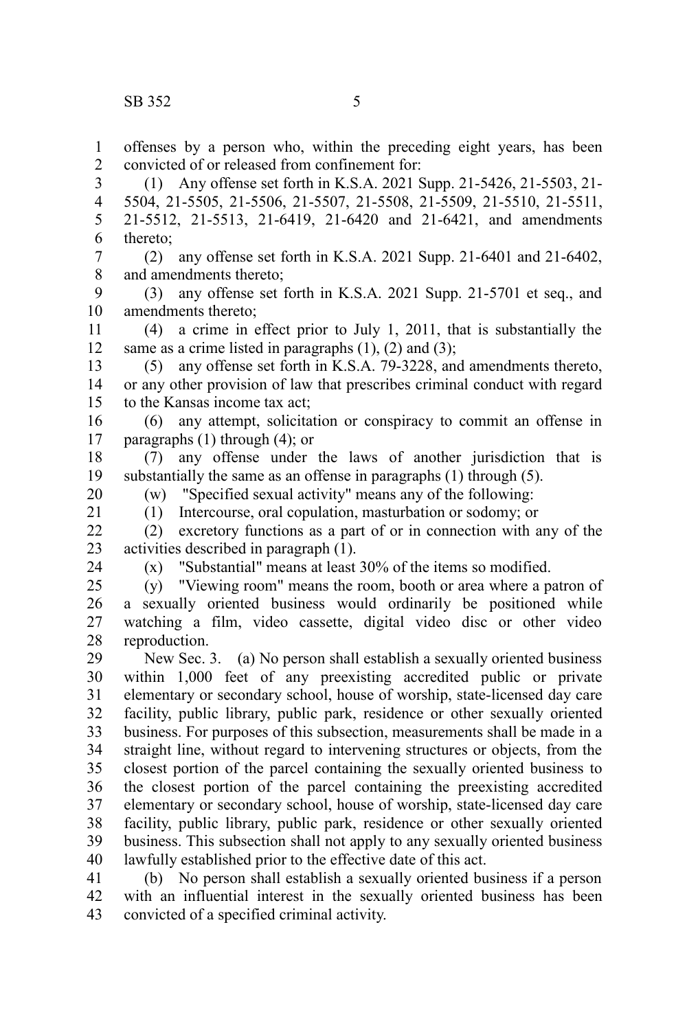offenses by a person who, within the preceding eight years, has been convicted of or released from confinement for:

(1) Any offense set forth in K.S.A. 2021 Supp. 21-5426, 21-5503, 21-5504, 21-5505, 21-5506, 21-5507, 21-5508, 21-5509, 21-5510, 21-5511, 21-5512, 21-5513, 21-6419, 21-6420 and 21-6421, and amendments thereto;

(2) any offense set forth in K.S.A. 2021 Supp. 21-6401 and 21-6402, and amendments thereto;

(3) any offense set forth in K.S.A. 2021 Supp. 21-5701 et seq., and amendments thereto;

(4) a crime in effect prior to July 1, 2011, that is substantially the same as a crime listed in paragraphs (1), (2) and (3);

(5) any offense set forth in K.S.A. 79-3228, and amendments thereto, or any other provision of law that prescribes criminal conduct with regard to the Kansas income tax act;

(6) any attempt, solicitation or conspiracy to commit an offense in paragraphs (1) through (4); or

(7) any offense under the laws of another jurisdiction that is substantially the same as an offense in paragraphs (1) through (5).

(w) "Specified sexual activity" means any of the following:

(1) Intercourse, oral copulation, masturbation or sodomy; or

(2) excretory functions as a part of or in connection with any of the activities described in paragraph (1).

(x) "Substantial" means at least 30% of the items so modified.

(y) "Viewing room" means the room, booth or area where a patron of a sexually oriented business would ordinarily be positioned while watching a film, video cassette, digital video disc or other video reproduction.

New Sec. 3. (a) No person shall establish a sexually oriented business within 1,000 feet of any preexisting accredited public or private elementary or secondary school, house of worship, state-licensed day care facility, public library, public park, residence or other sexually oriented business. For purposes of this subsection, measurements shall be made in a straight line, without regard to intervening structures or objects, from the closest portion of the parcel containing the sexually oriented business to the closest portion of the parcel containing the preexisting accredited elementary or secondary school, house of worship, state-licensed day care facility, public library, public park, residence or other sexually oriented business. This subsection shall not apply to any sexually oriented business lawfully established prior to the effective date of this act.

(b) No person shall establish a sexually oriented business if a person with an influential interest in the sexually oriented business has been convicted of a specified criminal activity.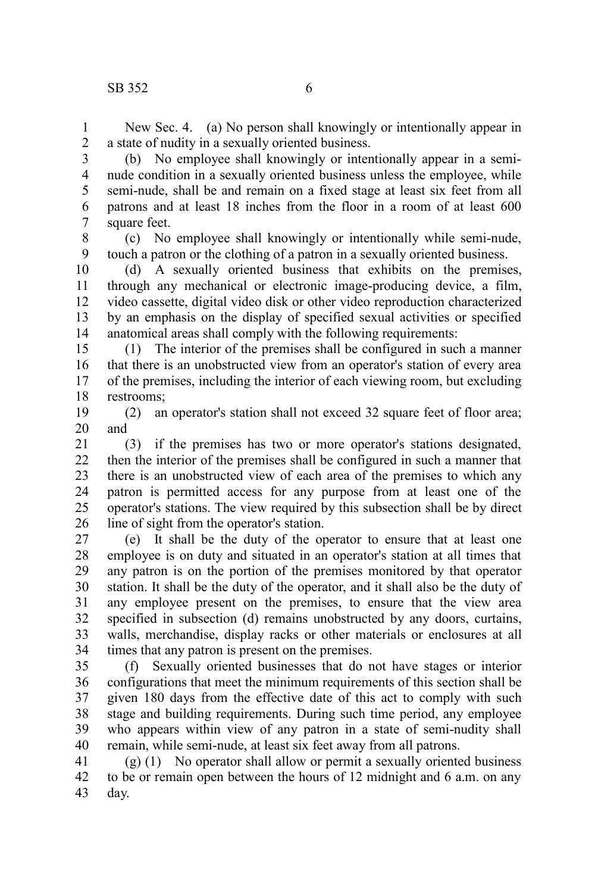New Sec. 4. (a) No person shall knowingly or intentionally appear in a state of nudity in a sexually oriented business.

(b) No employee shall knowingly or intentionally appear in a semi-nude condition in a sexually oriented business unless the employee, while semi-nude, shall be and remain on a fixed stage at least six feet from all patrons and at least 18 inches from the floor in a room of at least 600 square feet.

(c) No employee shall knowingly or intentionally while semi-nude, touch a patron or the clothing of a patron in a sexually oriented business.

(d) A sexually oriented business that exhibits on the premises, through any mechanical or electronic image-producing device, a film, video cassette, digital video disk or other video reproduction characterized by an emphasis on the display of specified sexual activities or specified anatomical areas shall comply with the following requirements:

(1) The interior of the premises shall be configured in such a manner that there is an unobstructed view from an operator's station of every area of the premises, including the interior of each viewing room, but excluding restrooms;

(2) an operator's station shall not exceed 32 square feet of floor area; and

(3) if the premises has two or more operator's stations designated, then the interior of the premises shall be configured in such a manner that there is an unobstructed view of each area of the premises to which any patron is permitted access for any purpose from at least one of the operator's stations. The view required by this subsection shall be by direct line of sight from the operator's station.

(e) It shall be the duty of the operator to ensure that at least one employee is on duty and situated in an operator's station at all times that any patron is on the portion of the premises monitored by that operator station. It shall be the duty of the operator, and it shall also be the duty of any employee present on the premises, to ensure that the view area specified in subsection (d) remains unobstructed by any doors, curtains, walls, merchandise, display racks or other materials or enclosures at all times that any patron is present on the premises.

(f) Sexually oriented businesses that do not have stages or interior configurations that meet the minimum requirements of this section shall be given 180 days from the effective date of this act to comply with such stage and building requirements. During such time period, any employee who appears within view of any patron in a state of semi-nudity shall remain, while semi-nude, at least six feet away from all patrons.

(g) (1) No operator shall allow or permit a sexually oriented business to be or remain open between the hours of 12 midnight and 6 a.m. on any day.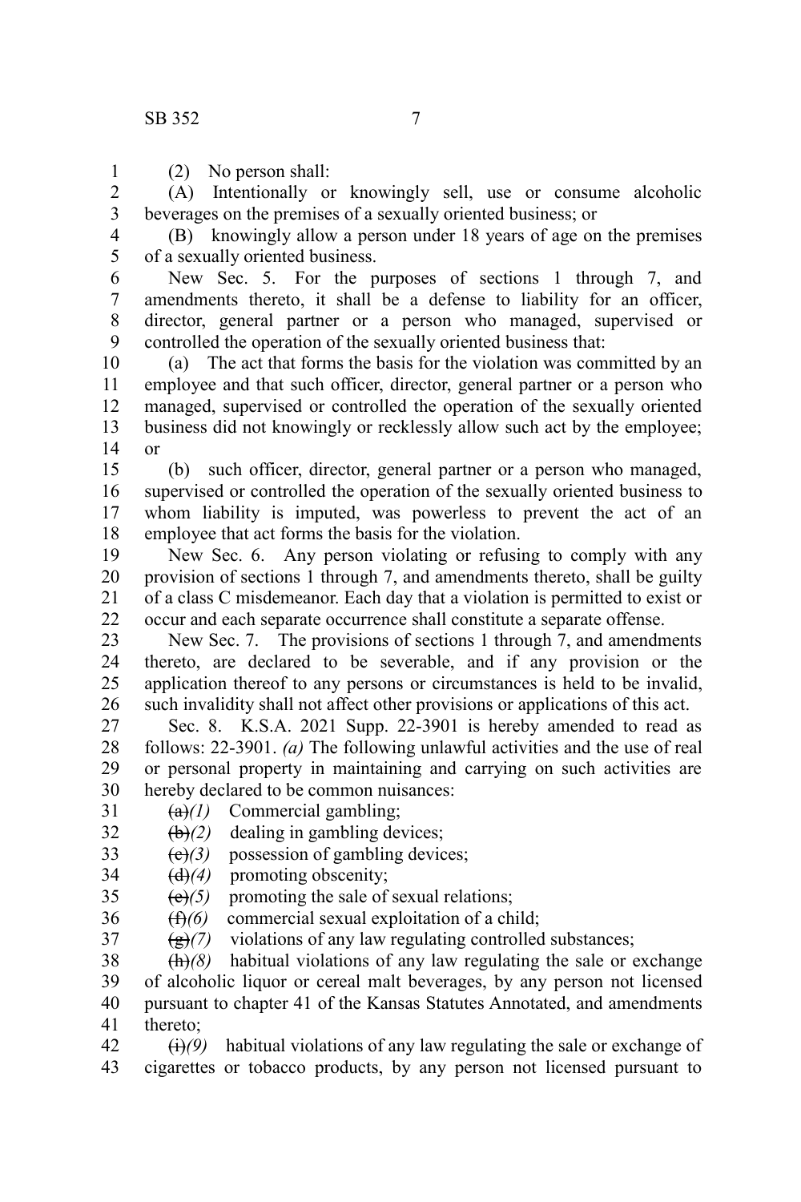(2) No person shall:

(A) Intentionally or knowingly sell, use or consume alcoholic beverages on the premises of a sexually oriented business; or

(B) knowingly allow a person under 18 years of age on the premises of a sexually oriented business.

New Sec. 5. For the purposes of sections 1 through 7, and amendments thereto, it shall be a defense to liability for an officer, director, general partner or a person who managed, supervised or controlled the operation of the sexually oriented business that:

(a) The act that forms the basis for the violation was committed by an employee and that such officer, director, general partner or a person who managed, supervised or controlled the operation of the sexually oriented business did not knowingly or recklessly allow such act by the employee; or

(b) such officer, director, general partner or a person who managed, supervised or controlled the operation of the sexually oriented business to whom liability is imputed, was powerless to prevent the act of an employee that act forms the basis for the violation.

New Sec. 6. Any person violating or refusing to comply with any provision of sections 1 through 7, and amendments thereto, shall be guilty of a class C misdemeanor. Each day that a violation is permitted to exist or occur and each separate occurrence shall constitute a separate offense.

New Sec. 7. The provisions of sections 1 through 7, and amendments thereto, are declared to be severable, and if any provision or the application thereof to any persons or circumstances is held to be invalid, such invalidity shall not affect other provisions or applications of this act.

Sec. 8. K.S.A. 2021 Supp. 22-3901 is hereby amended to read as follows: 22-3901. *(a)* The following unlawful activities and the use of real or personal property in maintaining and carrying on such activities are hereby declared to be common nuisances:

~~(a)~~*(1)* Commercial gambling;

~~(b)~~*(2)* dealing in gambling devices;

~~(c)~~*(3)* possession of gambling devices;

~~(d)~~*(4)* promoting obscenity;

~~(e)~~*(5)* promoting the sale of sexual relations;

~~(f)~~*(6)* commercial sexual exploitation of a child;

~~(g)~~*(7)* violations of any law regulating controlled substances;

~~(h)~~*(8)* habitual violations of any law regulating the sale or exchange of alcoholic liquor or cereal malt beverages, by any person not licensed pursuant to chapter 41 of the Kansas Statutes Annotated, and amendments thereto;

~~(i)~~*(9)* habitual violations of any law regulating the sale or exchange of cigarettes or tobacco products, by any person not licensed pursuant to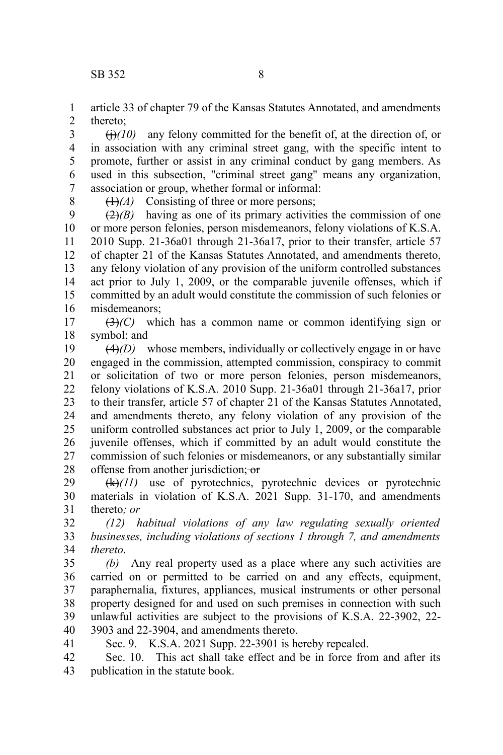article 33 of chapter 79 of the Kansas Statutes Annotated, and amendments thereto;

~~(j)~~*(10)* any felony committed for the benefit of, at the direction of, or in association with any criminal street gang, with the specific intent to promote, further or assist in any criminal conduct by gang members. As used in this subsection, "criminal street gang" means any organization, association or group, whether formal or informal:

~~(1)~~*(A)* Consisting of three or more persons;

~~(2)~~*(B)* having as one of its primary activities the commission of one or more person felonies, person misdemeanors, felony violations of K.S.A. 2010 Supp. 21-36a01 through 21-36a17, prior to their transfer, article 57 of chapter 21 of the Kansas Statutes Annotated, and amendments thereto, any felony violation of any provision of the uniform controlled substances act prior to July 1, 2009, or the comparable juvenile offenses, which if committed by an adult would constitute the commission of such felonies or misdemeanors;

~~(3)~~*(C)* which has a common name or common identifying sign or symbol; and

~~(4)~~*(D)* whose members, individually or collectively engage in or have engaged in the commission, attempted commission, conspiracy to commit or solicitation of two or more person felonies, person misdemeanors, felony violations of K.S.A. 2010 Supp. 21-36a01 through 21-36a17, prior to their transfer, article 57 of chapter 21 of the Kansas Statutes Annotated, and amendments thereto, any felony violation of any provision of the uniform controlled substances act prior to July 1, 2009, or the comparable juvenile offenses, which if committed by an adult would constitute the commission of such felonies or misdemeanors, or any substantially similar offense from another jurisdiction; ~~or~~

~~(k)~~*(11)* use of pyrotechnics, pyrotechnic devices or pyrotechnic materials in violation of K.S.A. 2021 Supp. 31-170, and amendments thereto*; or*

*(12) habitual violations of any law regulating sexually oriented businesses, including violations of sections 1 through 7, and amendments thereto*.

*(b)* Any real property used as a place where any such activities are carried on or permitted to be carried on and any effects, equipment, paraphernalia, fixtures, appliances, musical instruments or other personal property designed for and used on such premises in connection with such unlawful activities are subject to the provisions of K.S.A. 22-3902, 22-3903 and 22-3904, and amendments thereto.

Sec. 9. K.S.A. 2021 Supp. 22-3901 is hereby repealed.

Sec. 10. This act shall take effect and be in force from and after its publication in the statute book.